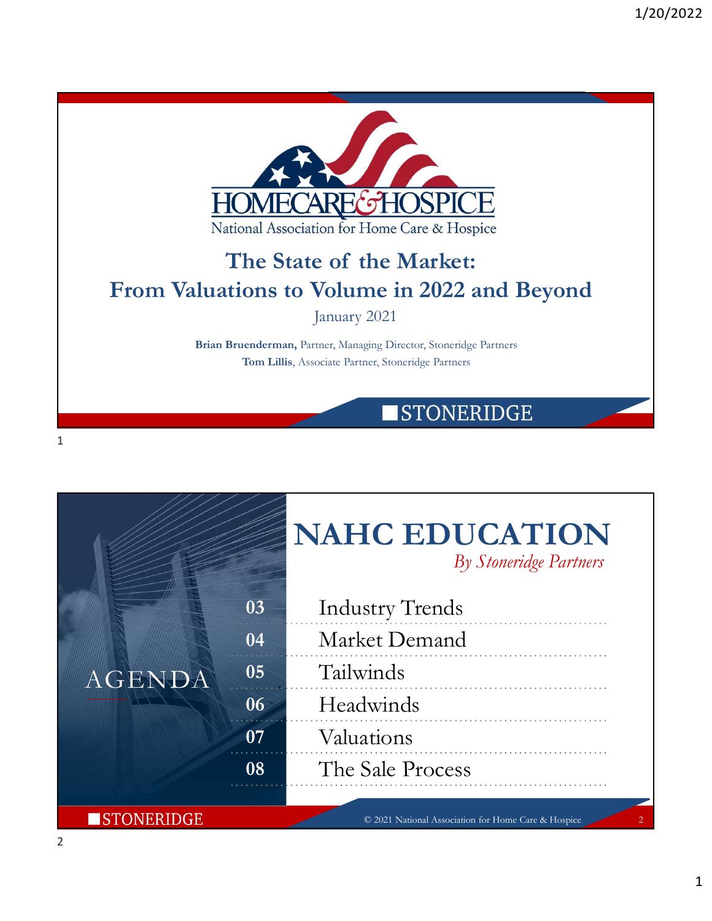HOMECARE & HOSPICE

National Association for Home Care & Hospice

# The State of the Market: From Valuations to Volume in 2022 and Beyond

January 2021

**Brian Bruenderman,** Partner, Managing Director, Stoneridge Partners

**Tom Lillis**, Associate Partner, Stoneridge Partners

STONERIDGE

---

# NAHC EDUCATION

*By Stoneridge Partners*

## AGENDA

| | |
|---|---|
| 03 | Industry Trends |
| 04 | Market Demand |
| 05 | Tailwinds |
| 06 | Headwinds |
| 07 | Valuations |
| 08 | The Sale Process |

STONERIDGE

© 2021 National Association for Home Care & Hospice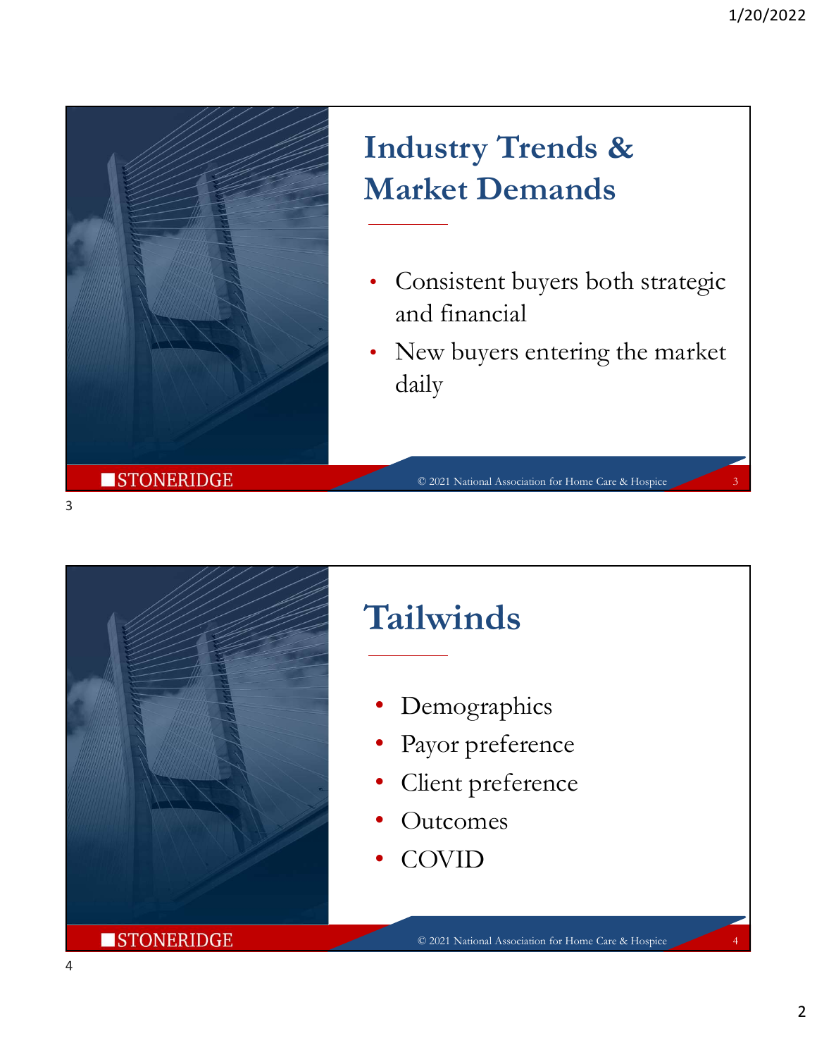## Industry Trends & Market Demands

- Consistent buyers both strategic and financial
- New buyers entering the market daily

STONERIDGE

© 2021 National Association for Home Care & Hospice

## Tailwinds

- Demographics
- Payor preference
- Client preference
- Outcomes
- COVID

STONERIDGE

© 2021 National Association for Home Care & Hospice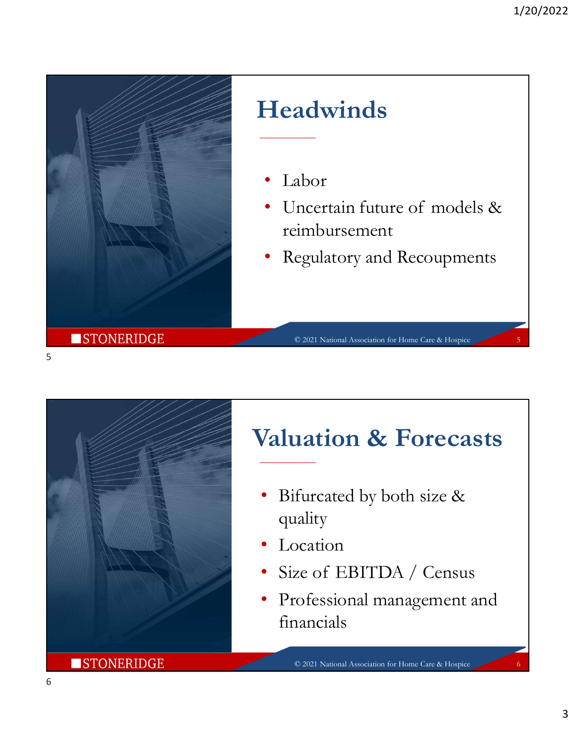## Headwinds

- Labor
- Uncertain future of models & reimbursement
- Regulatory and Recoupments

STONERIDGE

© 2021 National Association for Home Care & Hospice

## Valuation & Forecasts

- Bifurcated by both size & quality
- Location
- Size of EBITDA / Census
- Professional management and financials

STONERIDGE

© 2021 National Association for Home Care & Hospice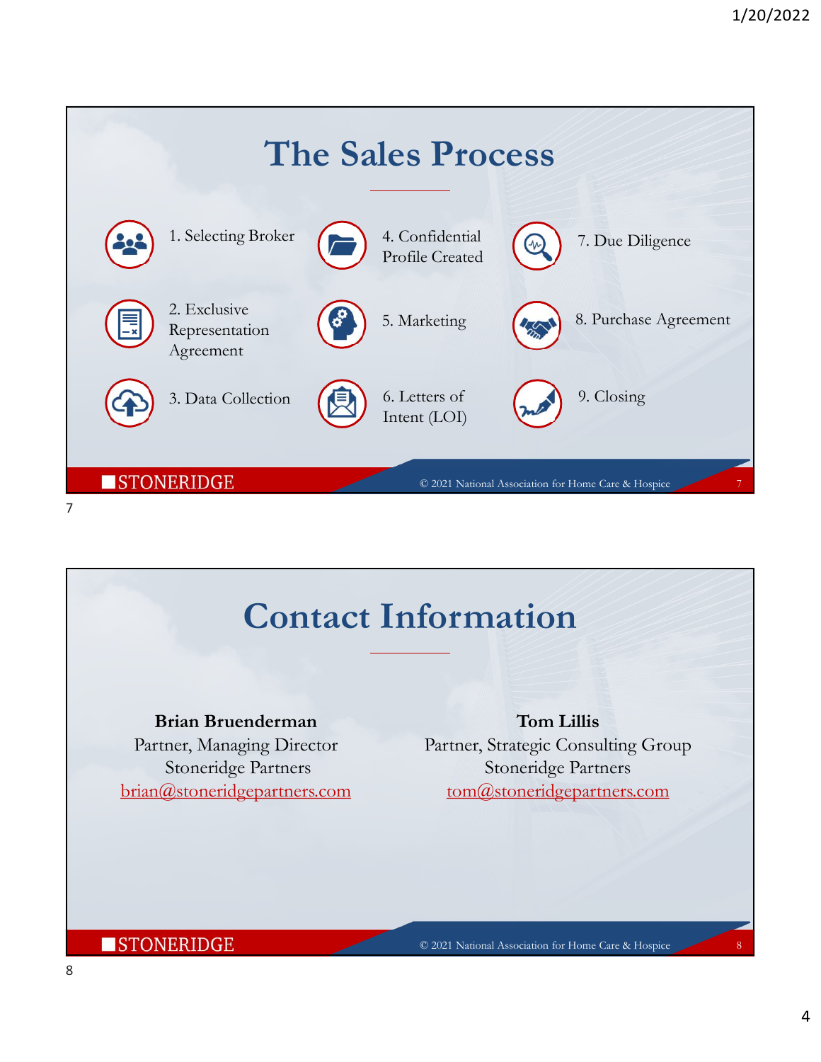# The Sales Process

1. Selecting Broker
2. Exclusive Representation Agreement
3. Data Collection
4. Confidential Profile Created
5. Marketing
6. Letters of Intent (LOI)
7. Due Diligence
8. Purchase Agreement
9. Closing

STONERIDGE

© 2021 National Association for Home Care & Hospice

# Contact Information

**Brian Bruenderman**
Partner, Managing Director
Stoneridge Partners
brian@stoneridgepartners.com

**Tom Lillis**
Partner, Strategic Consulting Group
Stoneridge Partners
tom@stoneridgepartners.com

STONERIDGE

© 2021 National Association for Home Care & Hospice